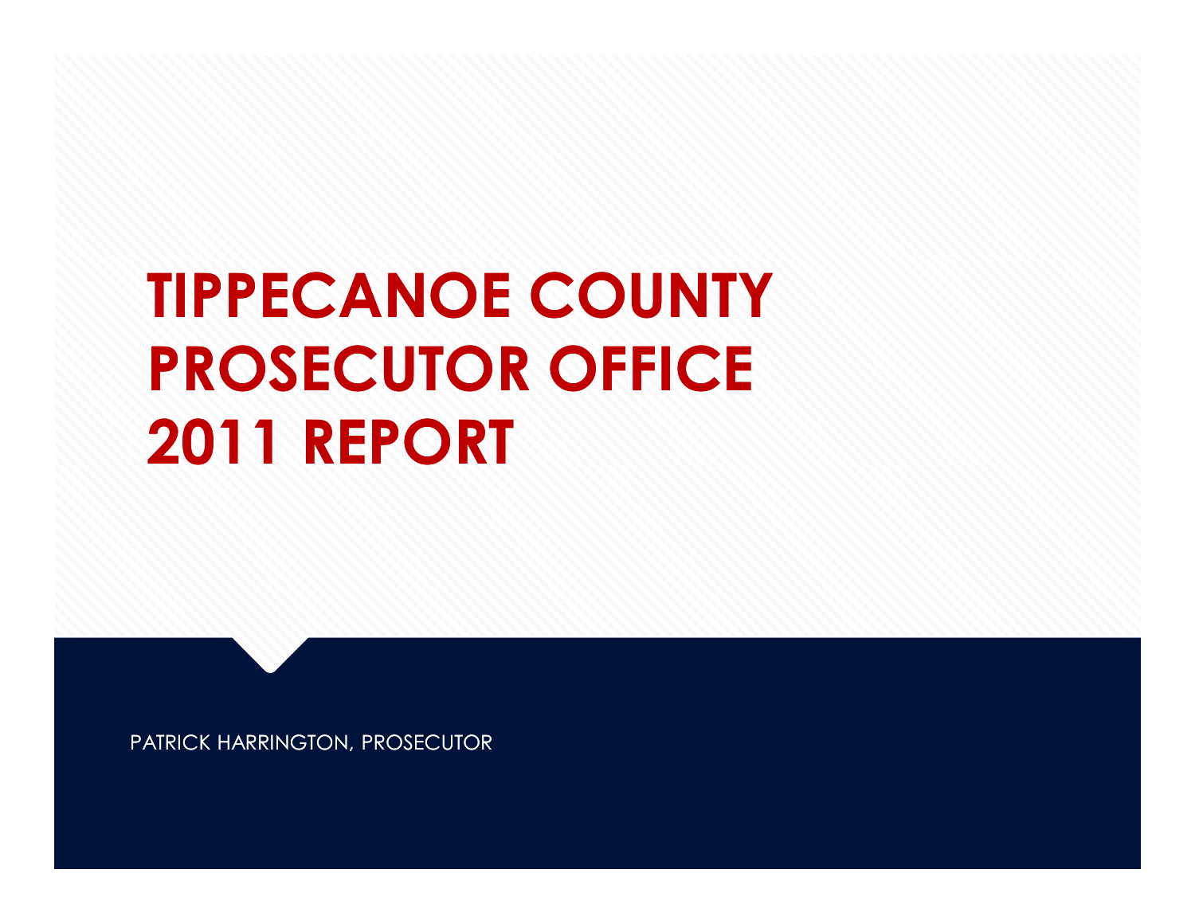# TIPPECANOE COUNTY PROSECUTOR OFFICE 2011 REPORT

PATRICK HARRINGTON, PROSECUTOR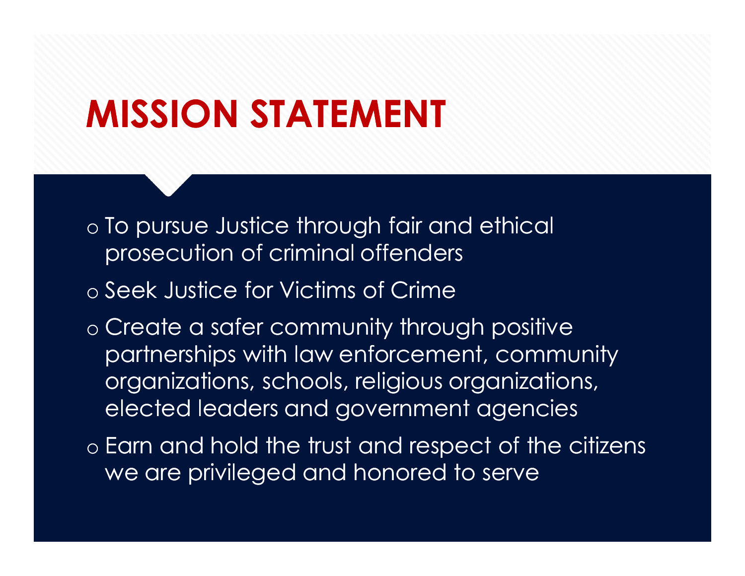# MISSION STATEMENT

- To pursue Justice through fair and ethical prosecution of criminal offenders
- Seek Justice for Victims of Crime
- Create a safer community through positive partnerships with law enforcement, community organizations, schools, religious organizations, elected leaders and government agencies
- Earn and hold the trust and respect of the citizens we are privileged and honored to serve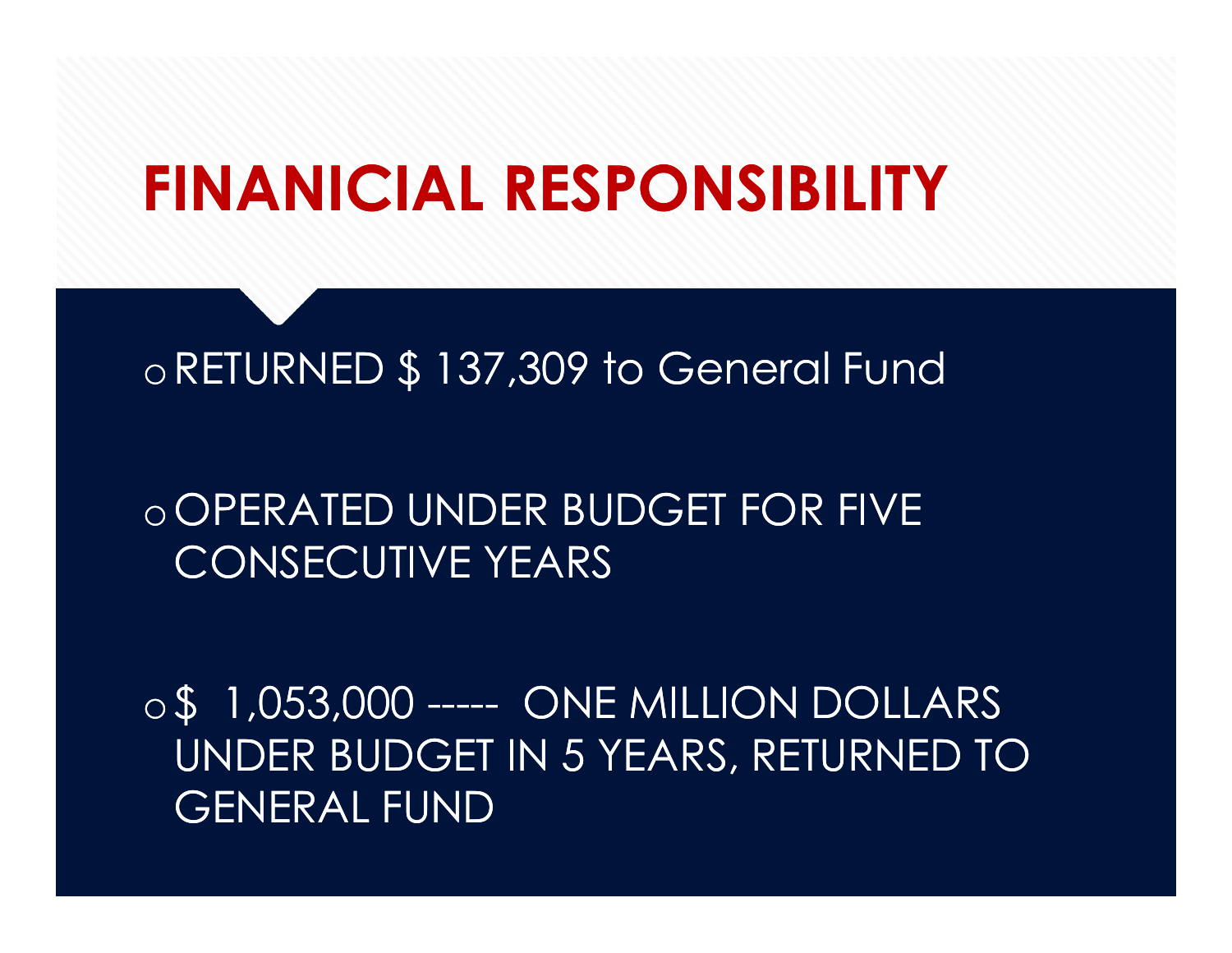# FINANICIAL RESPONSIBILITY

- RETURNED $ 137,309 to General Fund
- OPERATED UNDER BUDGET FOR FIVE CONSECUTIVE YEARS
- $ 1,053,000 ----- ONE MILLION DOLLARS UNDER BUDGET IN 5 YEARS, RETURNED TO GENERAL FUND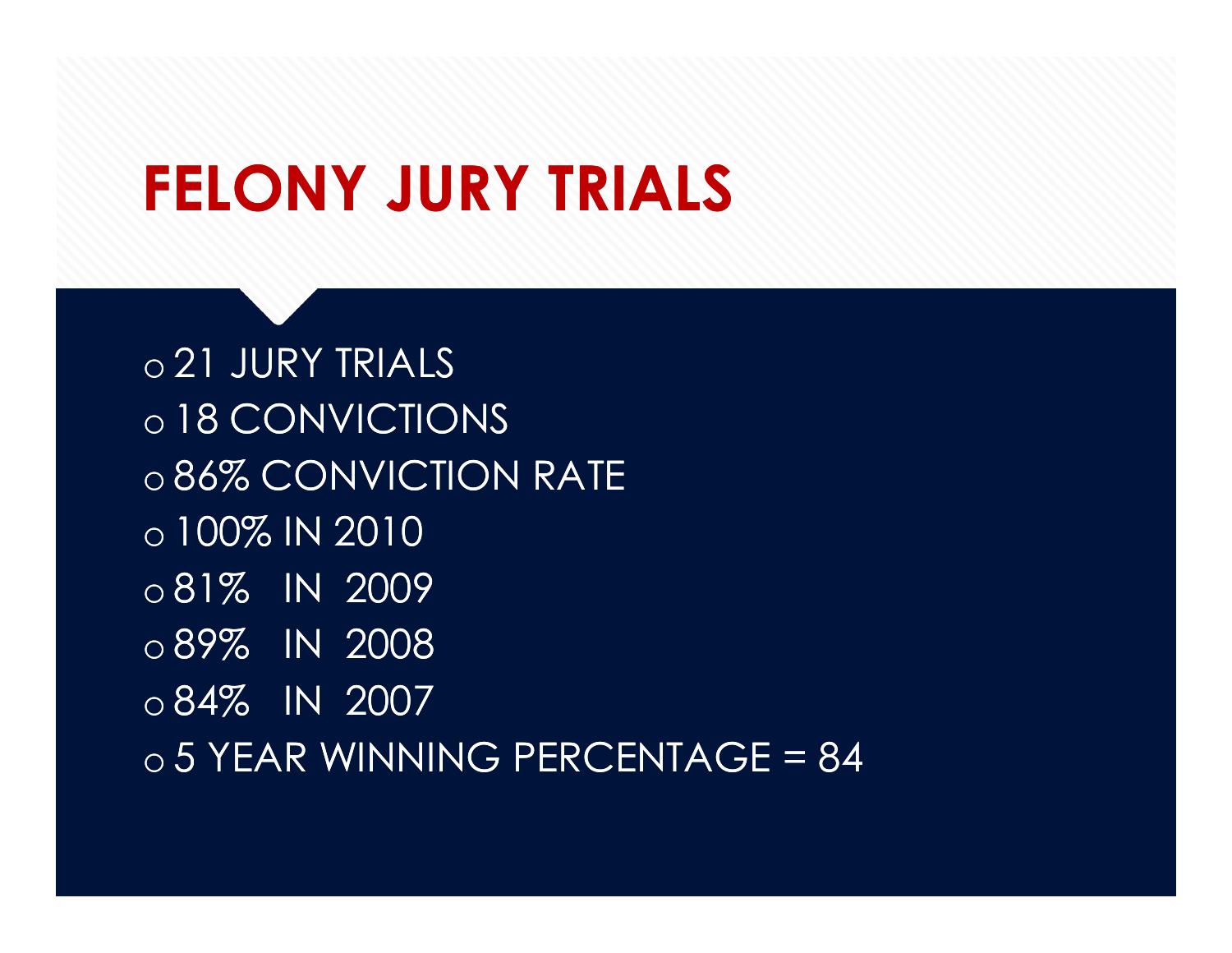# FELONY JURY TRIALS

- 21 JURY TRIALS
- 18 CONVICTIONS
- 86% CONVICTION RATE
- 100% IN 2010
- 81% IN 2009
- 89% IN 2008
- 84% IN 2007
- 5 YEAR WINNING PERCENTAGE = 84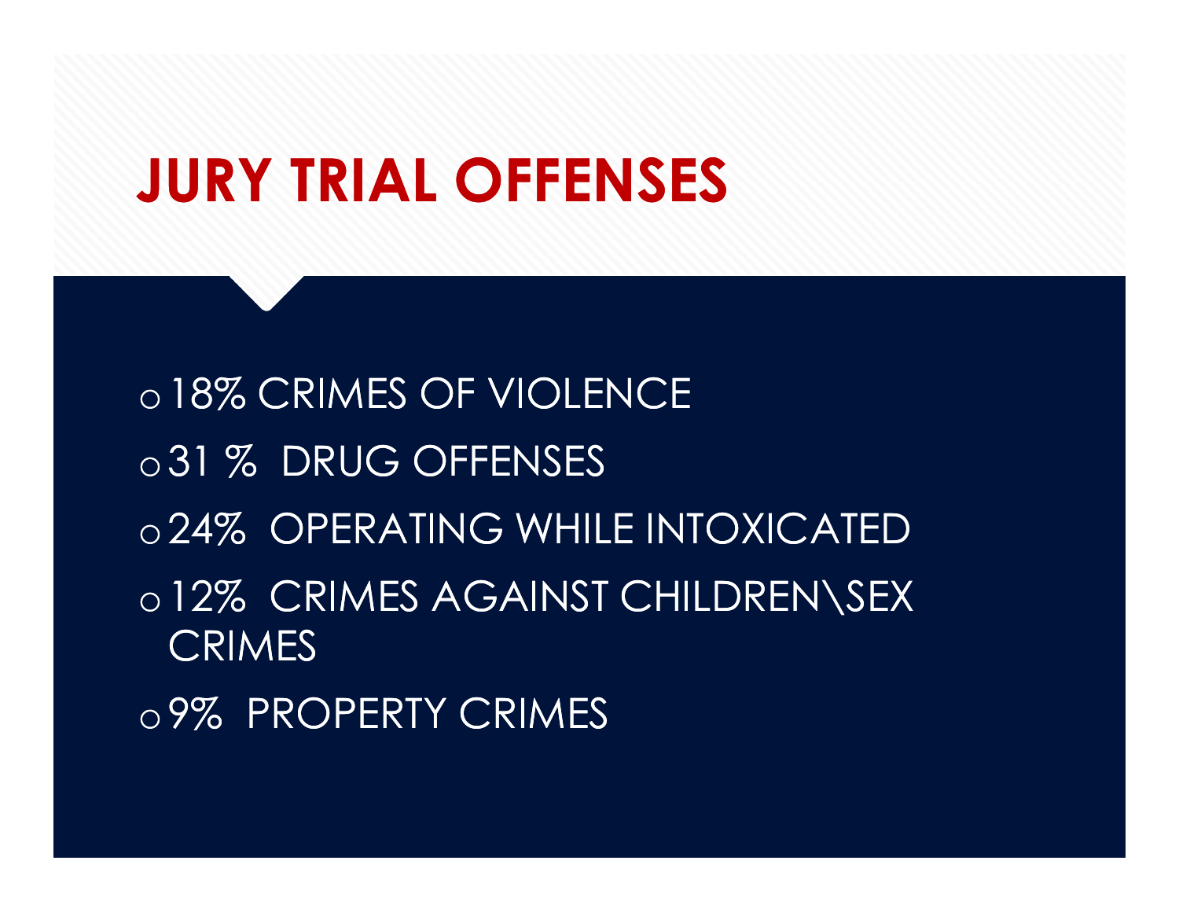# JURY TRIAL OFFENSES

- 18% CRIMES OF VIOLENCE
- 31 % DRUG OFFENSES
- 24% OPERATING WHILE INTOXICATED
- 12% CRIMES AGAINST CHILDREN\SEX CRIMES
- 9% PROPERTY CRIMES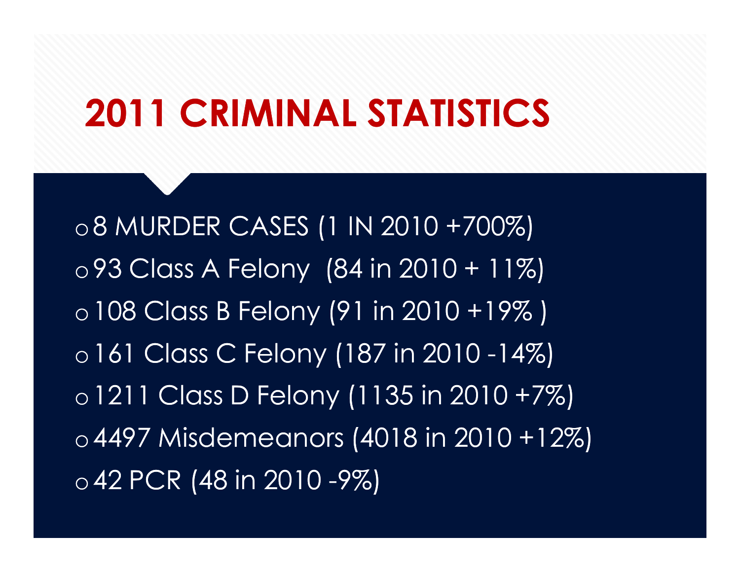# 2011 CRIMINAL STATISTICS

- 8 MURDER CASES (1 IN 2010 +700%)
- 93 Class A Felony (84 in 2010 + 11%)
- 108 Class B Felony (91 in 2010 +19% )
- 161 Class C Felony (187 in 2010 -14%)
- 1211 Class D Felony (1135 in 2010 +7%)
- 4497 Misdemeanors (4018 in 2010 +12%)
- 42 PCR (48 in 2010 -9%)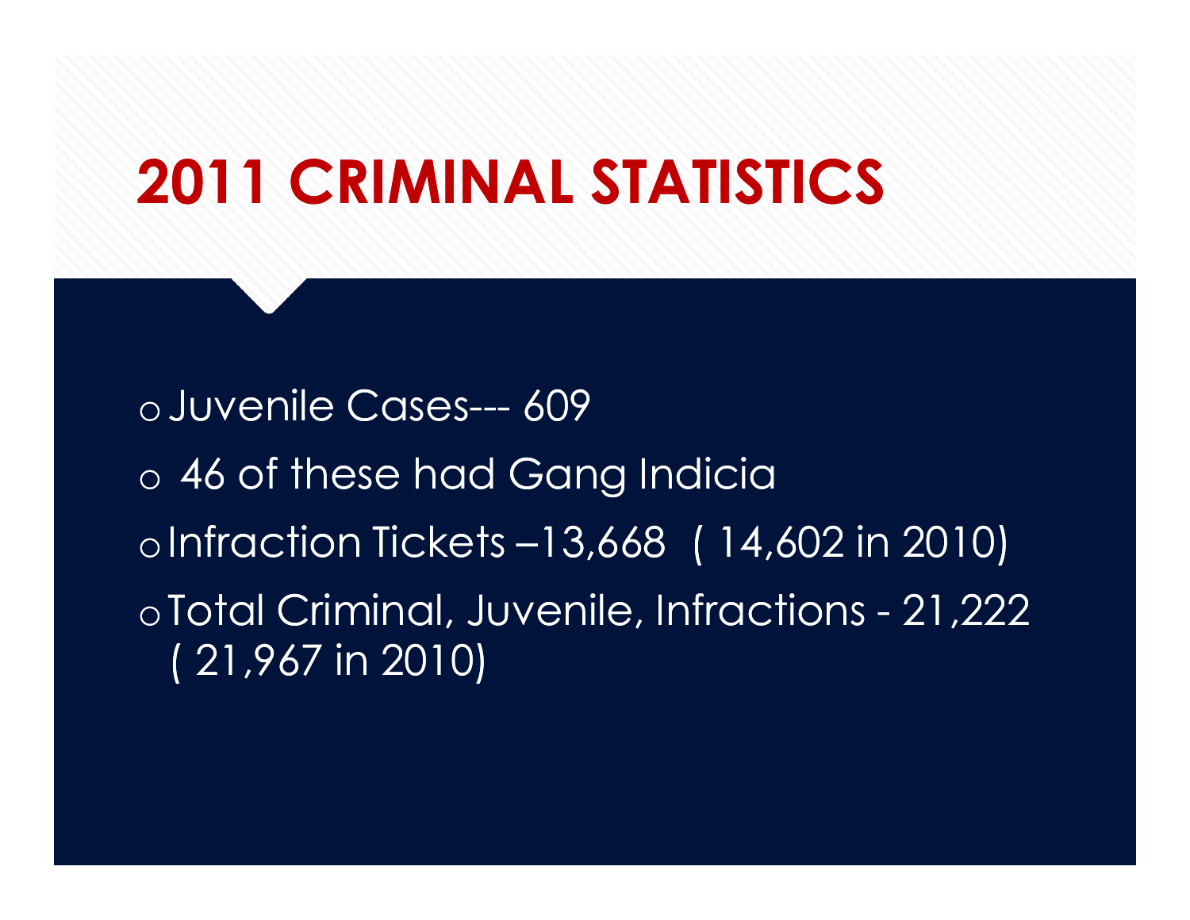# 2011 CRIMINAL STATISTICS

- Juvenile Cases--- 609
- 46 of these had Gang Indicia
- Infraction Tickets –13,668 ( 14,602 in 2010)
- Total Criminal, Juvenile, Infractions - 21,222 ( 21,967 in 2010)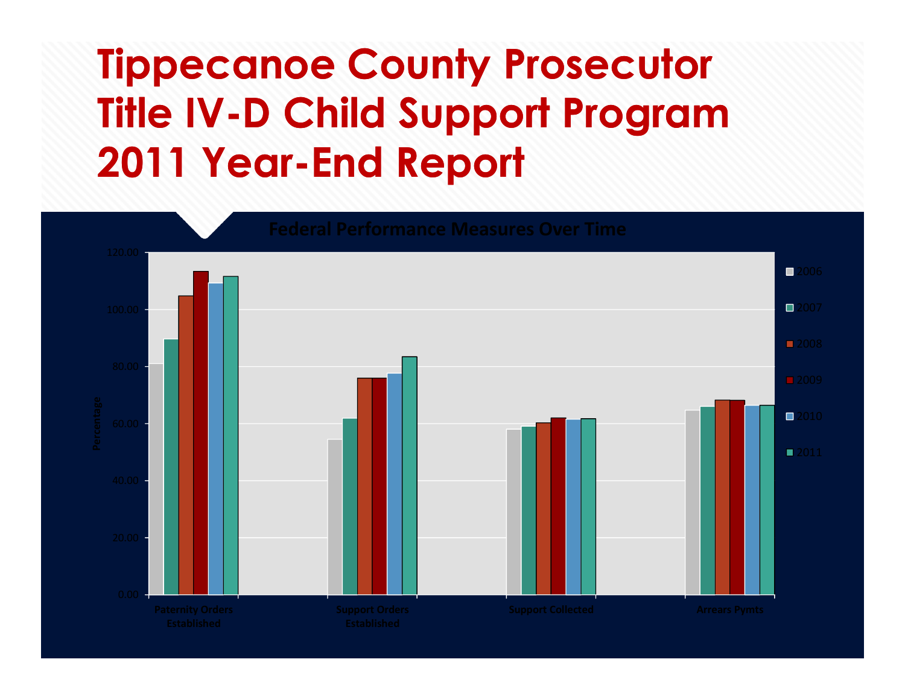# Tippecanoe County Prosecutor Title IV-D Child Support Program 2011 Year-End Report

Federal Performance Measures Over Time

Percentage

0.00, 20.00, 40.00, 60.00, 80.00, 100.00, 120.00

Paternity Orders Established | Support Orders Established | Support Collected | Arrears Pymts

2006 | 2007 | 2008 | 2009 | 2010 | 2011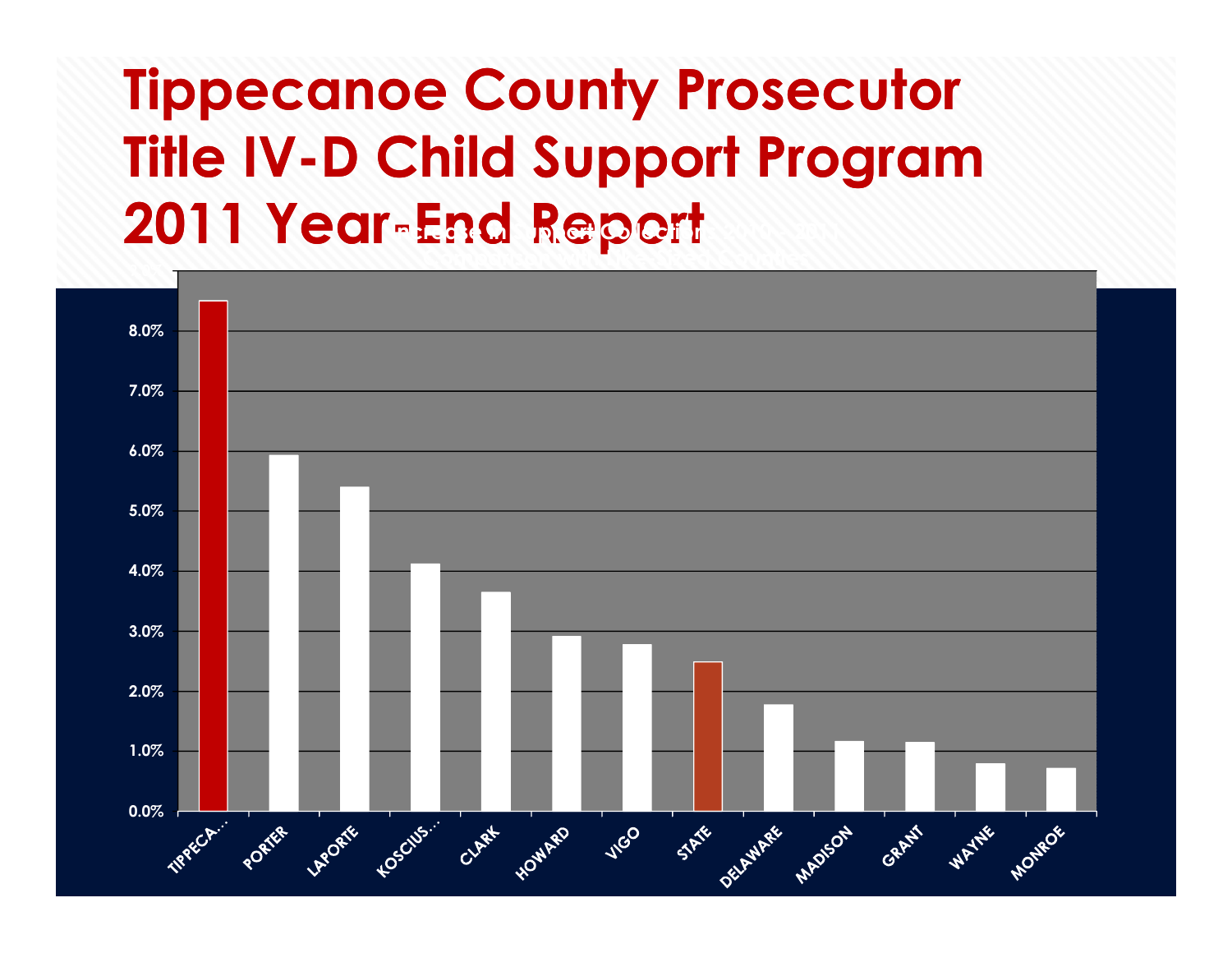# Tippecanoe County Prosecutor
# Title IV-D Child Support Program
# 2011 Year-End Report

| County | Value |
|---|---|
| TIPPECA... | 8.5% |
| PORTER | 5.9% |
| LAPORTE | 5.4% |
| KOSCIUS... | 4.1% |
| CLARK | 3.6% |
| HOWARD | 2.9% |
| VIGO | 2.8% |
| STATE | 2.5% |
| DELAWARE | 1.8% |
| MADISON | 1.2% |
| GRANT | 1.2% |
| WAYNE | 0.8% |
| MONROE | 0.7% |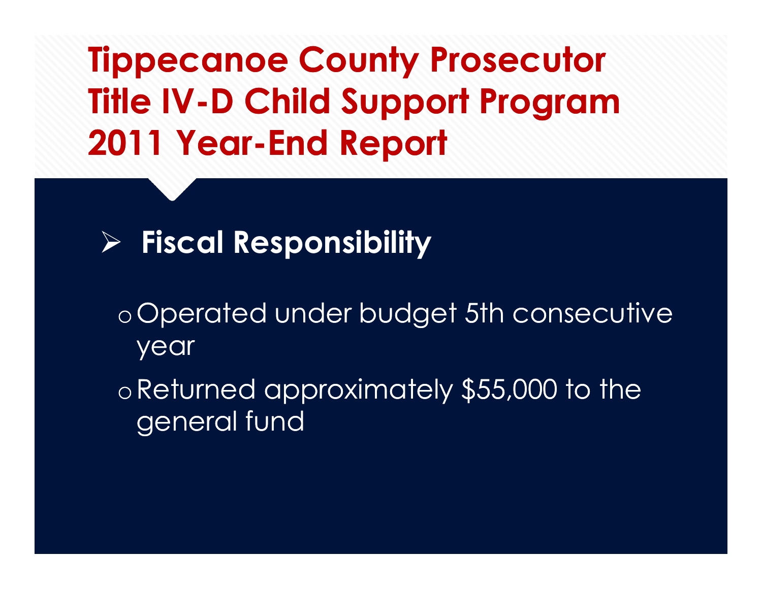# Tippecanoe County Prosecutor Title IV-D Child Support Program 2011 Year-End Report

## Fiscal Responsibility

- Operated under budget 5th consecutive year
- Returned approximately $55,000 to the general fund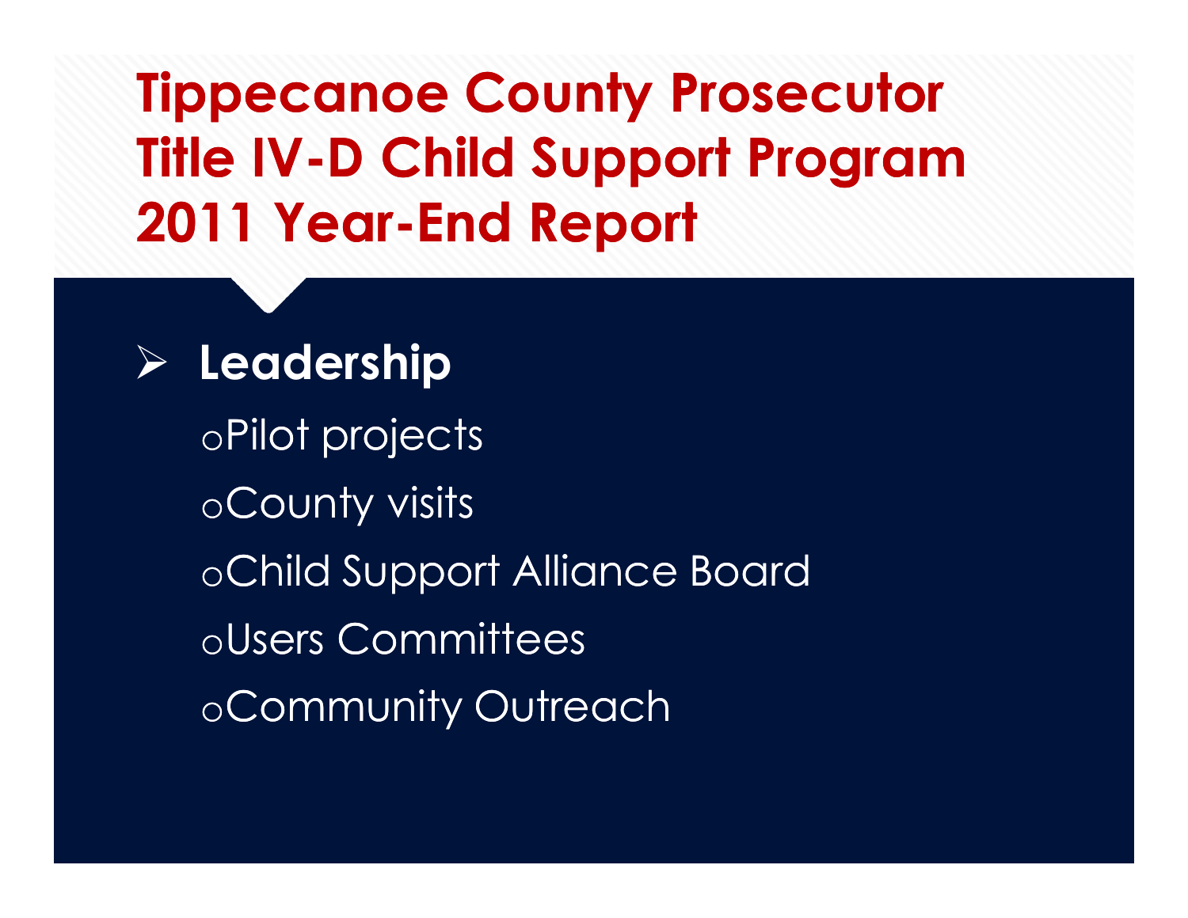# Tippecanoe County Prosecutor Title IV-D Child Support Program 2011 Year-End Report

- **Leadership**
  - Pilot projects
  - County visits
  - Child Support Alliance Board
  - Users Committees
  - Community Outreach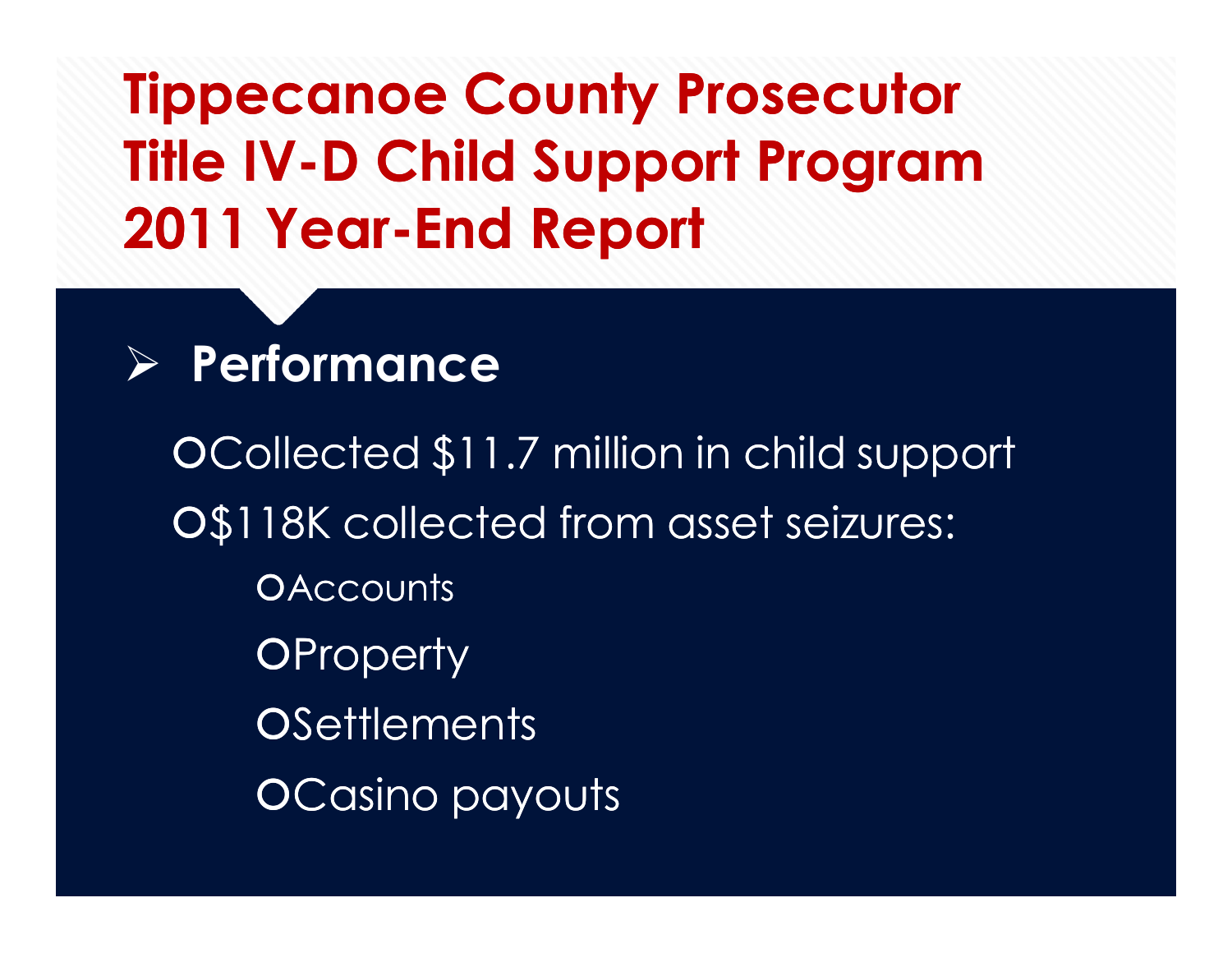# Tippecanoe County Prosecutor Title IV-D Child Support Program 2011 Year-End Report

## Performance

- Collected $11.7 million in child support
- $118K collected from asset seizures:
  - Accounts
  - Property
  - Settlements
  - Casino payouts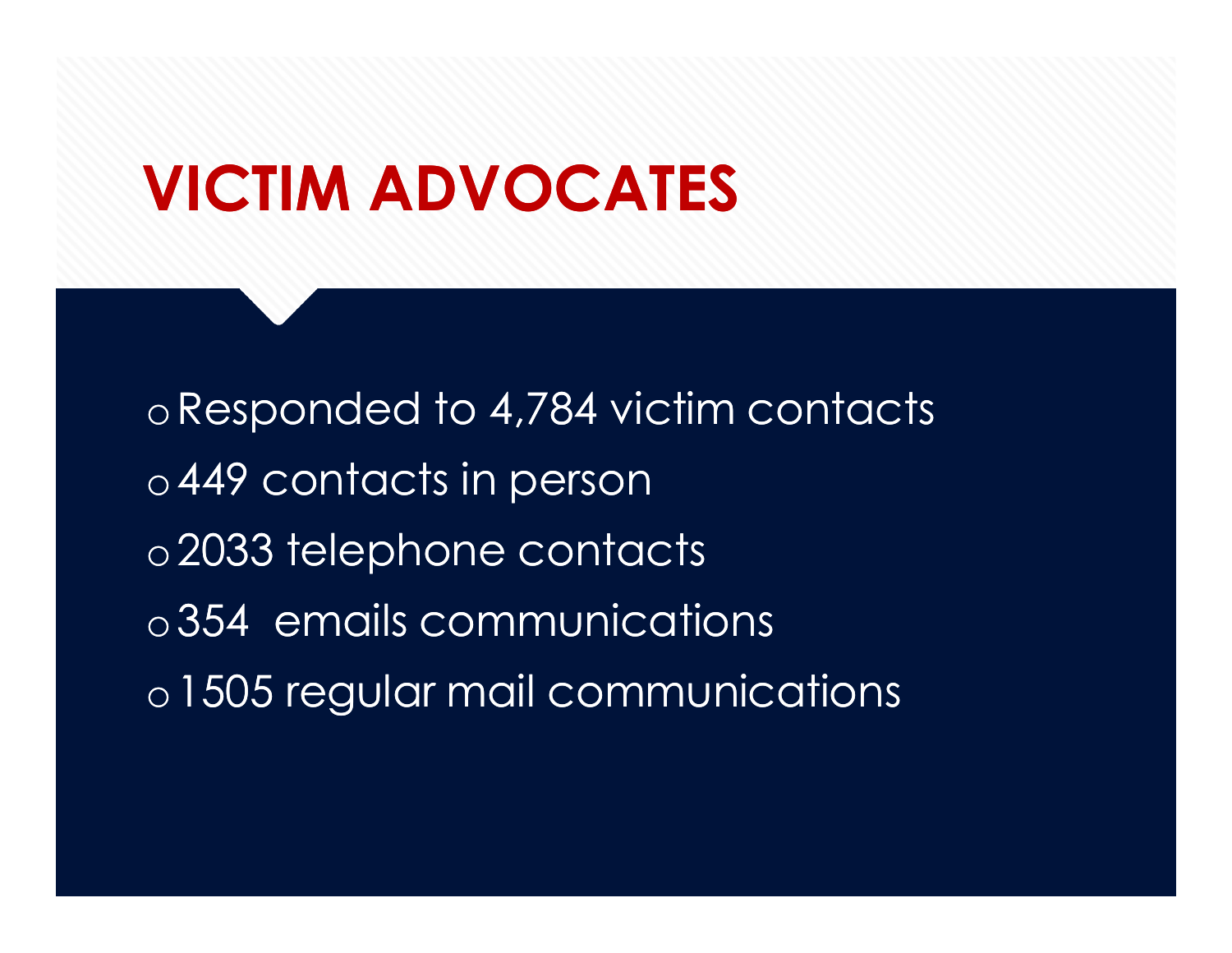# VICTIM ADVOCATES

- Responded to 4,784 victim contacts
- 449 contacts in person
- 2033 telephone contacts
- 354  emails communications
- 1505 regular mail communications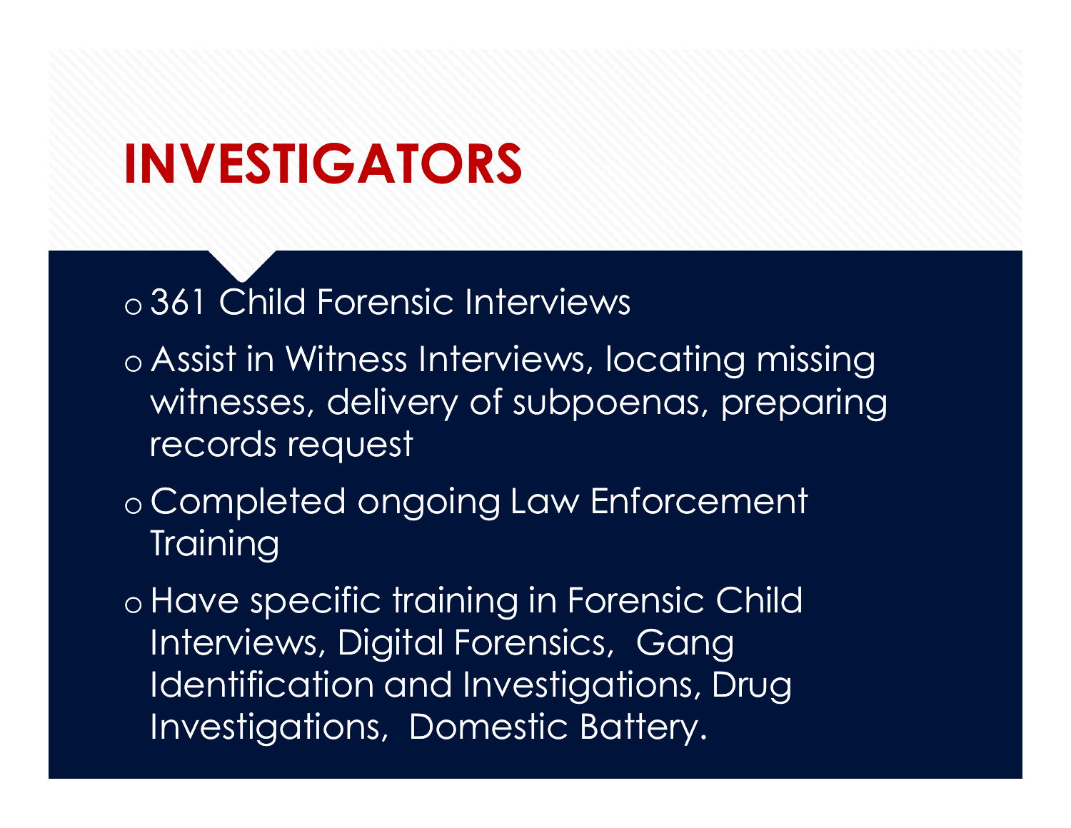# INVESTIGATORS

- 361 Child Forensic Interviews
- Assist in Witness Interviews, locating missing witnesses, delivery of subpoenas, preparing records request
- Completed ongoing Law Enforcement Training
- Have specific training in Forensic Child Interviews, Digital Forensics, Gang Identification and Investigations, Drug Investigations, Domestic Battery.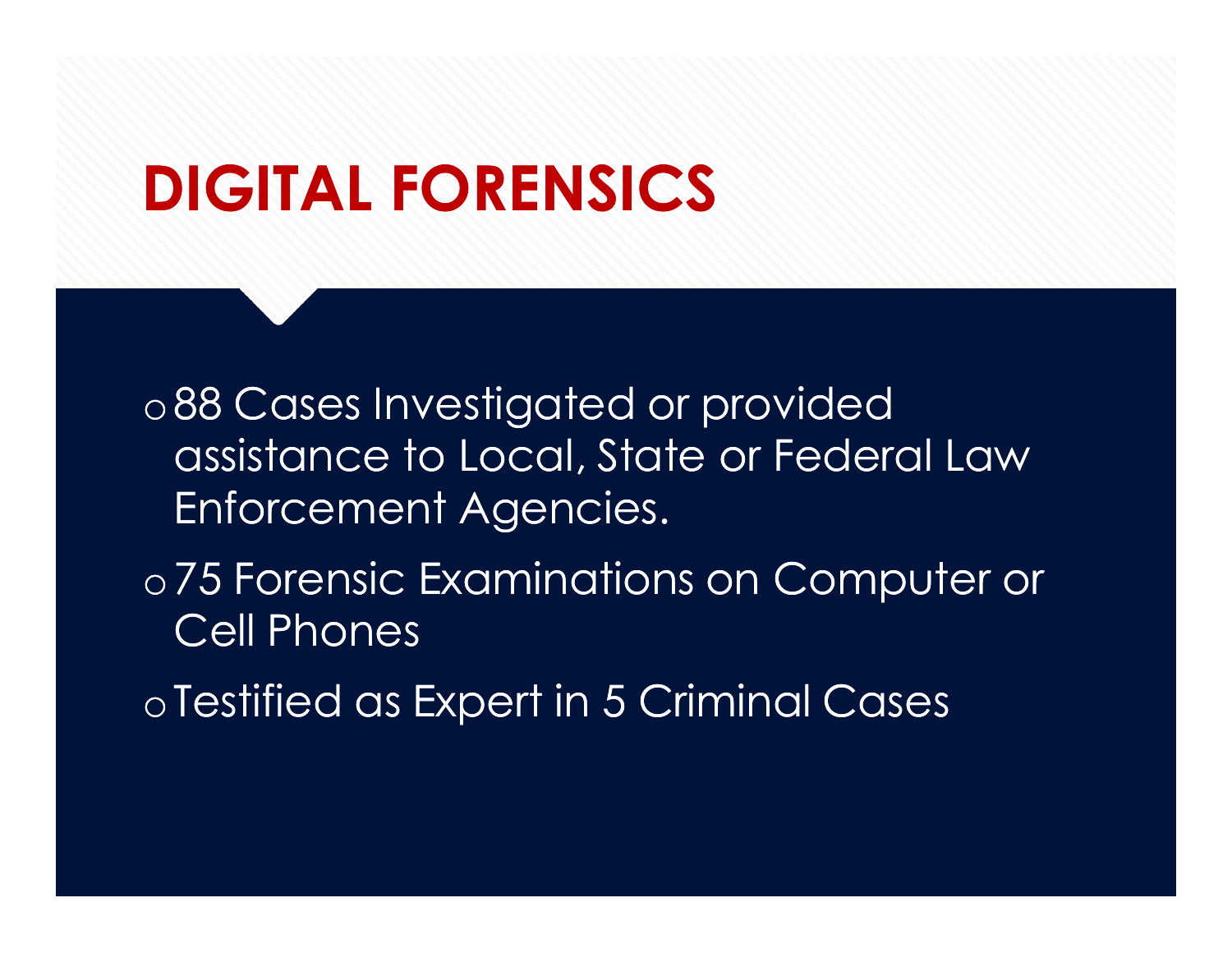# DIGITAL FORENSICS

- 88 Cases Investigated or provided assistance to Local, State or Federal Law Enforcement Agencies.
- 75 Forensic Examinations on Computer or Cell Phones
- Testified as Expert in 5 Criminal Cases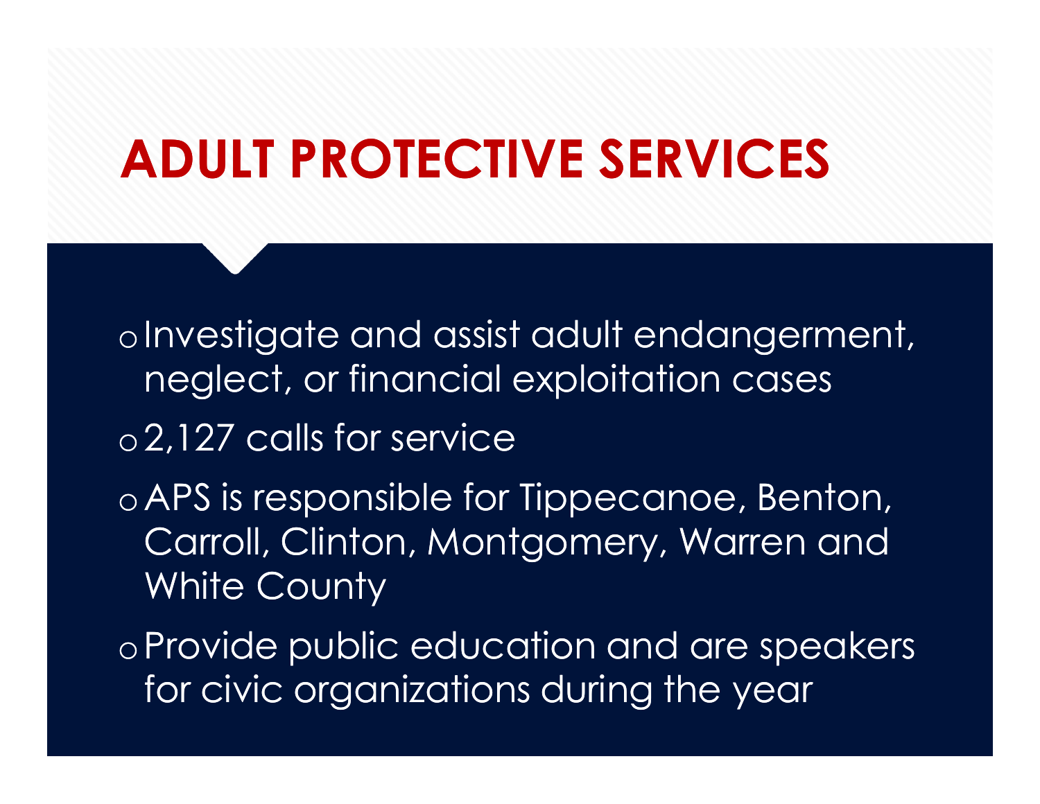# ADULT PROTECTIVE SERVICES

- Investigate and assist adult endangerment, neglect, or financial exploitation cases
- 2,127 calls for service
- APS is responsible for Tippecanoe, Benton, Carroll, Clinton, Montgomery, Warren and White County
- Provide public education and are speakers for civic organizations during the year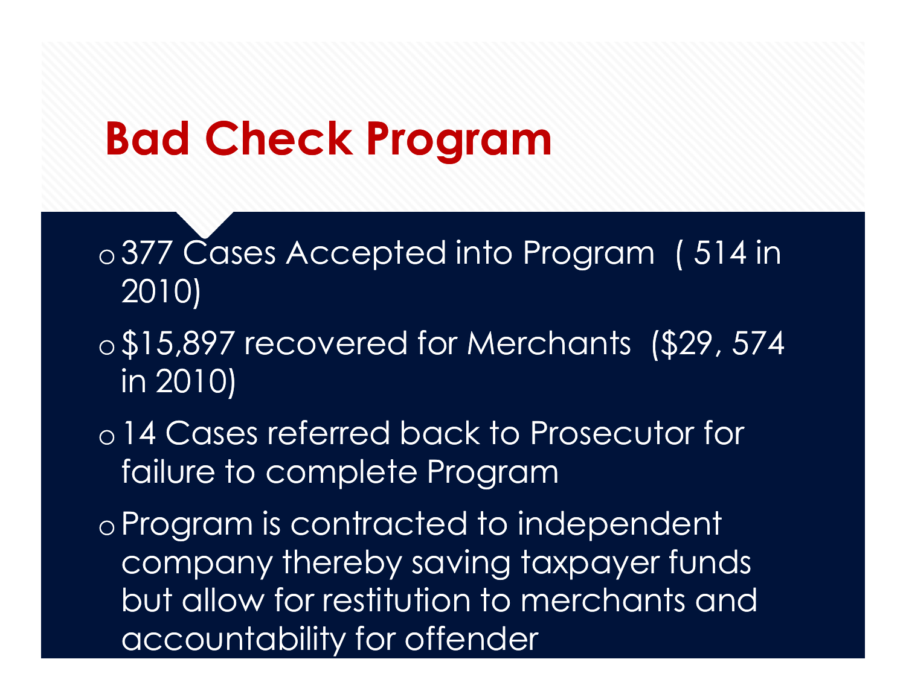# Bad Check Program

- 377 Cases Accepted into Program ( 514 in 2010)
- $15,897 recovered for Merchants ($29, 574 in 2010)
- 14 Cases referred back to Prosecutor for failure to complete Program
- Program is contracted to independent company thereby saving taxpayer funds but allow for restitution to merchants and accountability for offender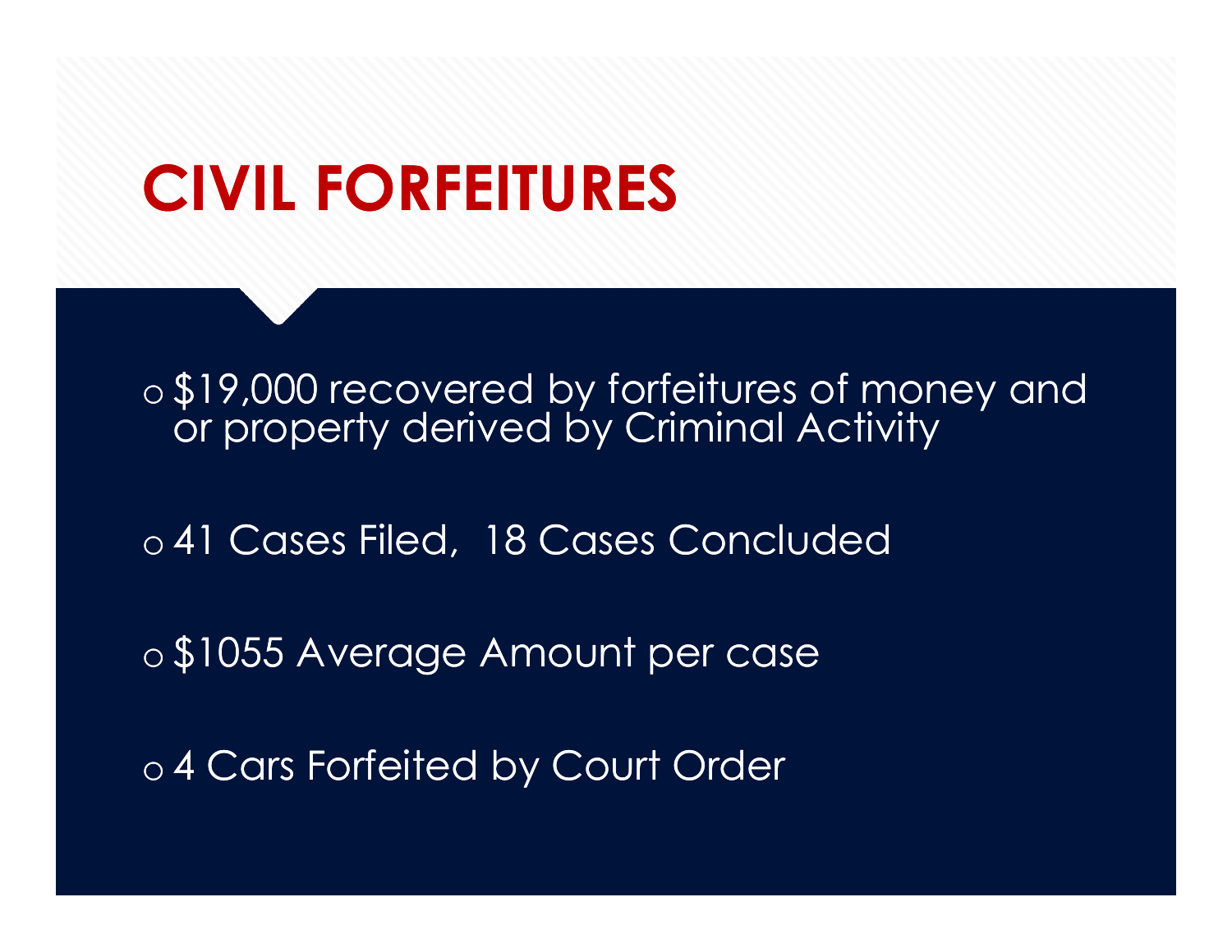# CIVIL FORFEITURES

- $19,000 recovered by forfeitures of money and or property derived by Criminal Activity
- 41 Cases Filed,  18 Cases Concluded
- $1055 Average Amount per case
- 4 Cars Forfeited by Court Order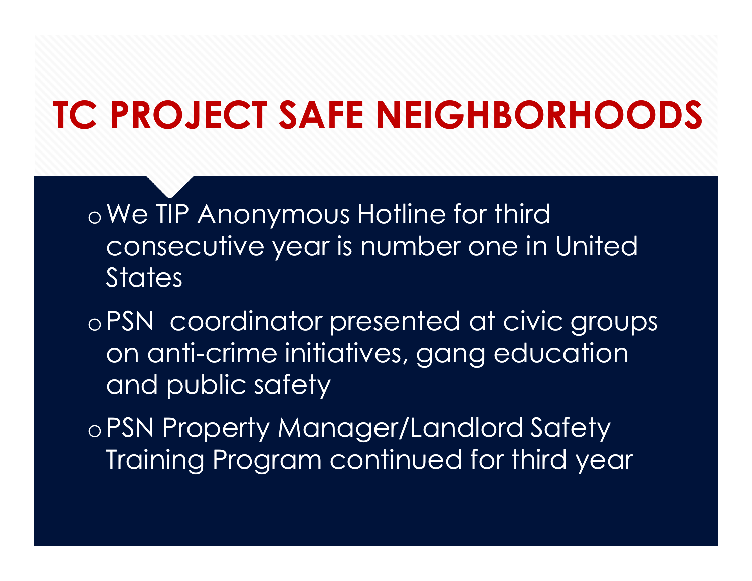# TC PROJECT SAFE NEIGHBORHOODS

- We TIP Anonymous Hotline for third consecutive year is number one in United States
- PSN coordinator presented at civic groups on anti-crime initiatives, gang education and public safety
- PSN Property Manager/Landlord Safety Training Program continued for third year